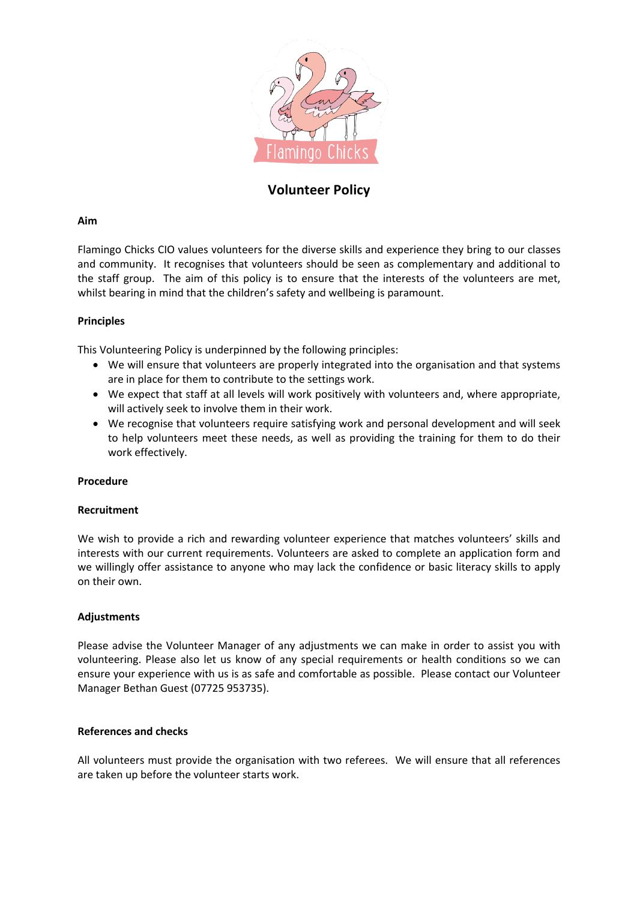# Volunteer Policy

**Aim**

Flamingo Chicks CIO values volunteers for the diverse skills and experience they bring to our classes and community. It recognises that volunteers should be seen as complementary and additional to the staff group. The aim of this policy is to ensure that the interests of the volunteers are met, whilst bearing in mind that the children's safety and wellbeing is paramount.

**Principles**

This Volunteering Policy is underpinned by the following principles:

- We will ensure that volunteers are properly integrated into the organisation and that systems are in place for them to contribute to the settings work.
- We expect that staff at all levels will work positively with volunteers and, where appropriate, will actively seek to involve them in their work.
- We recognise that volunteers require satisfying work and personal development and will seek to help volunteers meet these needs, as well as providing the training for them to do their work effectively.

**Procedure**

**Recruitment**

We wish to provide a rich and rewarding volunteer experience that matches volunteers' skills and interests with our current requirements. Volunteers are asked to complete an application form and we willingly offer assistance to anyone who may lack the confidence or basic literacy skills to apply on their own.

**Adjustments**

Please advise the Volunteer Manager of any adjustments we can make in order to assist you with volunteering. Please also let us know of any special requirements or health conditions so we can ensure your experience with us is as safe and comfortable as possible. Please contact our Volunteer Manager Bethan Guest (07725 953735).

**References and checks**

All volunteers must provide the organisation with two referees. We will ensure that all references are taken up before the volunteer starts work.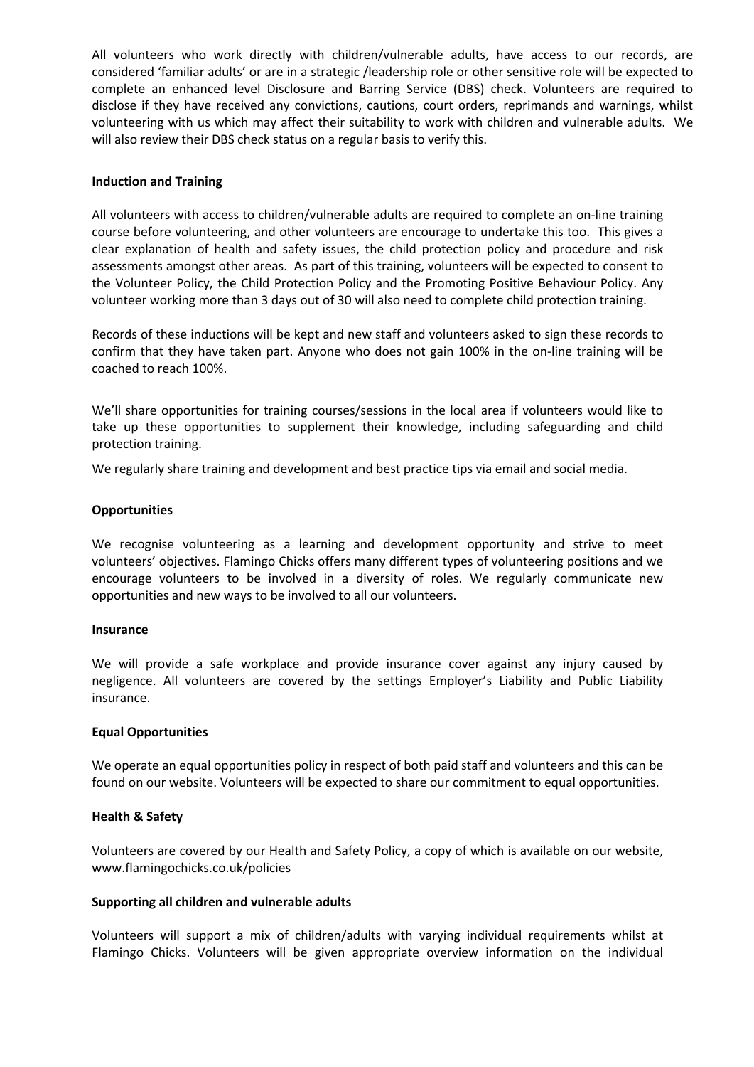All volunteers who work directly with children/vulnerable adults, have access to our records, are considered 'familiar adults' or are in a strategic /leadership role or other sensitive role will be expected to complete an enhanced level Disclosure and Barring Service (DBS) check. Volunteers are required to disclose if they have received any convictions, cautions, court orders, reprimands and warnings, whilst volunteering with us which may affect their suitability to work with children and vulnerable adults. We will also review their DBS check status on a regular basis to verify this.

**Induction and Training**

All volunteers with access to children/vulnerable adults are required to complete an on-line training course before volunteering, and other volunteers are encourage to undertake this too. This gives a clear explanation of health and safety issues, the child protection policy and procedure and risk assessments amongst other areas. As part of this training, volunteers will be expected to consent to the Volunteer Policy, the Child Protection Policy and the Promoting Positive Behaviour Policy. Any volunteer working more than 3 days out of 30 will also need to complete child protection training.

Records of these inductions will be kept and new staff and volunteers asked to sign these records to confirm that they have taken part. Anyone who does not gain 100% in the on-line training will be coached to reach 100%.

We'll share opportunities for training courses/sessions in the local area if volunteers would like to take up these opportunities to supplement their knowledge, including safeguarding and child protection training.

We regularly share training and development and best practice tips via email and social media.

**Opportunities**

We recognise volunteering as a learning and development opportunity and strive to meet volunteers' objectives. Flamingo Chicks offers many different types of volunteering positions and we encourage volunteers to be involved in a diversity of roles. We regularly communicate new opportunities and new ways to be involved to all our volunteers.

**Insurance**

We will provide a safe workplace and provide insurance cover against any injury caused by negligence. All volunteers are covered by the settings Employer's Liability and Public Liability insurance.

**Equal Opportunities**

We operate an equal opportunities policy in respect of both paid staff and volunteers and this can be found on our website. Volunteers will be expected to share our commitment to equal opportunities.

**Health & Safety**

Volunteers are covered by our Health and Safety Policy, a copy of which is available on our website, www.flamingochicks.co.uk/policies

**Supporting all children and vulnerable adults**

Volunteers will support a mix of children/adults with varying individual requirements whilst at Flamingo Chicks. Volunteers will be given appropriate overview information on the individual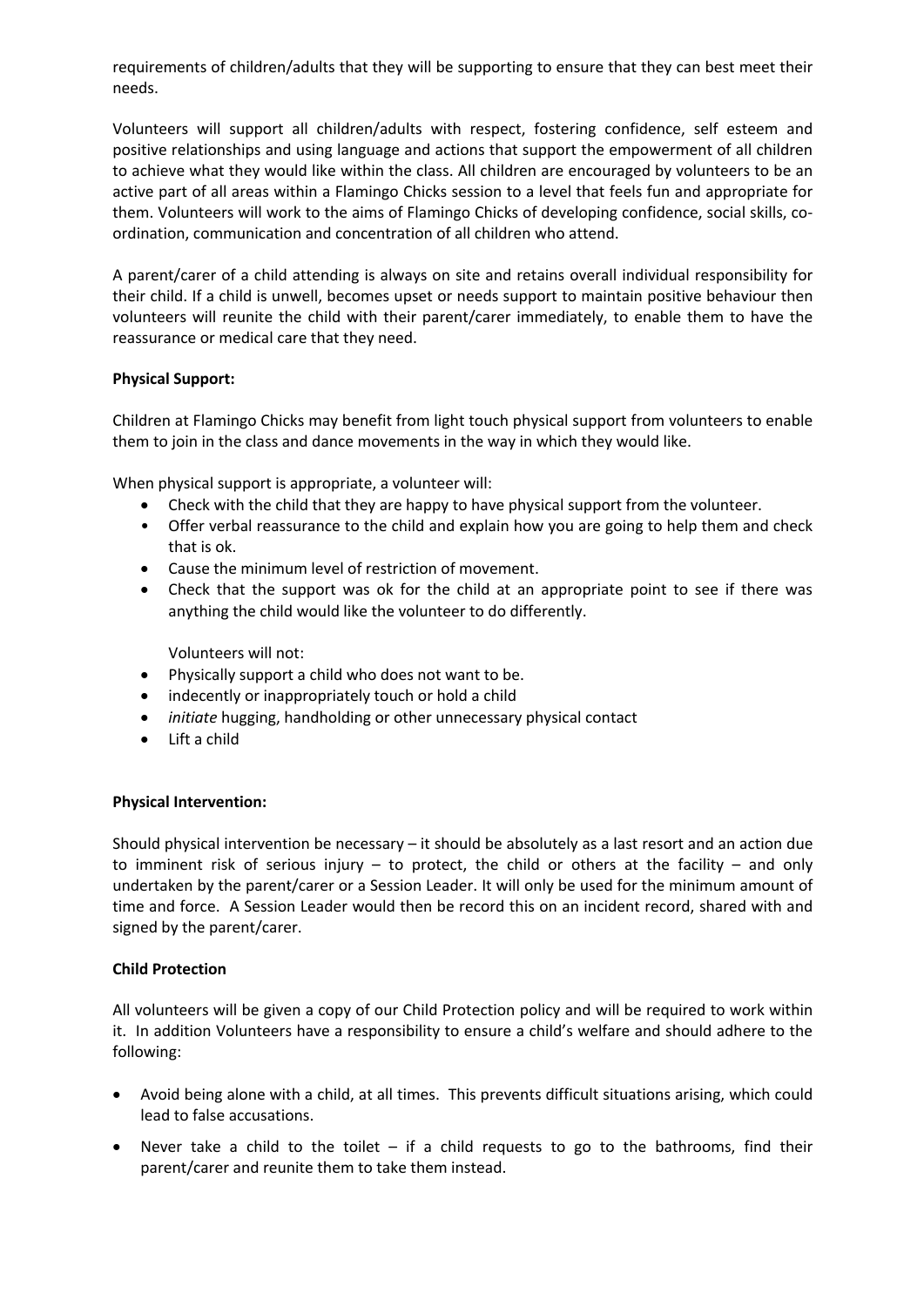requirements of children/adults that they will be supporting to ensure that they can best meet their needs.

Volunteers will support all children/adults with respect, fostering confidence, self esteem and positive relationships and using language and actions that support the empowerment of all children to achieve what they would like within the class. All children are encouraged by volunteers to be an active part of all areas within a Flamingo Chicks session to a level that feels fun and appropriate for them. Volunteers will work to the aims of Flamingo Chicks of developing confidence, social skills, co-ordination, communication and concentration of all children who attend.

A parent/carer of a child attending is always on site and retains overall individual responsibility for their child. If a child is unwell, becomes upset or needs support to maintain positive behaviour then volunteers will reunite the child with their parent/carer immediately, to enable them to have the reassurance or medical care that they need.

**Physical Support:**

Children at Flamingo Chicks may benefit from light touch physical support from volunteers to enable them to join in the class and dance movements in the way in which they would like.

When physical support is appropriate, a volunteer will:

- Check with the child that they are happy to have physical support from the volunteer.
- Offer verbal reassurance to the child and explain how you are going to help them and check that is ok.
- Cause the minimum level of restriction of movement.
- Check that the support was ok for the child at an appropriate point to see if there was anything the child would like the volunteer to do differently.

Volunteers will not:

- Physically support a child who does not want to be.
- indecently or inappropriately touch or hold a child
- *initiate* hugging, handholding or other unnecessary physical contact
- Lift a child

**Physical Intervention:**

Should physical intervention be necessary – it should be absolutely as a last resort and an action due to imminent risk of serious injury – to protect, the child or others at the facility – and only undertaken by the parent/carer or a Session Leader. It will only be used for the minimum amount of time and force. A Session Leader would then be record this on an incident record, shared with and signed by the parent/carer.

**Child Protection**

All volunteers will be given a copy of our Child Protection policy and will be required to work within it. In addition Volunteers have a responsibility to ensure a child's welfare and should adhere to the following:

- Avoid being alone with a child, at all times. This prevents difficult situations arising, which could lead to false accusations.
- Never take a child to the toilet – if a child requests to go to the bathrooms, find their parent/carer and reunite them to take them instead.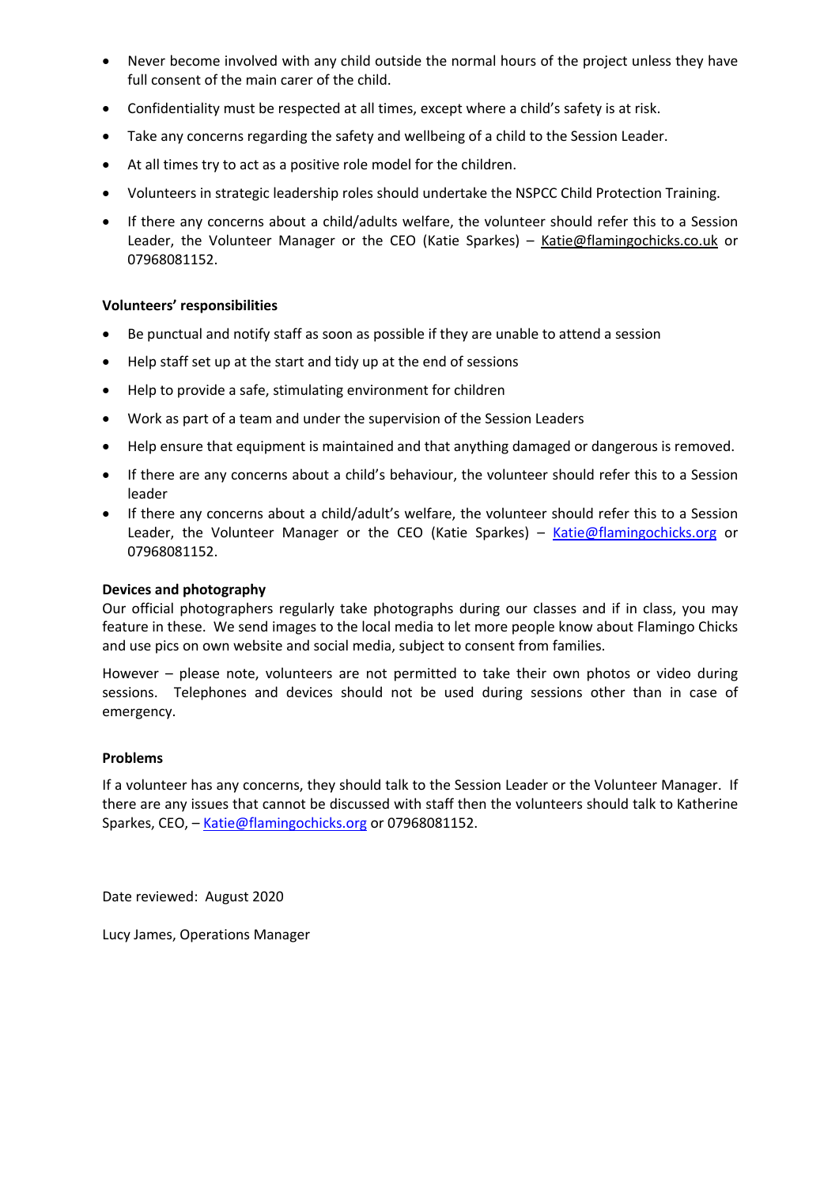- Never become involved with any child outside the normal hours of the project unless they have full consent of the main carer of the child.
- Confidentiality must be respected at all times, except where a child's safety is at risk.
- Take any concerns regarding the safety and wellbeing of a child to the Session Leader.
- At all times try to act as a positive role model for the children.
- Volunteers in strategic leadership roles should undertake the NSPCC Child Protection Training.
- If there any concerns about a child/adults welfare, the volunteer should refer this to a Session Leader, the Volunteer Manager or the CEO (Katie Sparkes) – Katie@flamingochicks.co.uk or 07968081152.

**Volunteers' responsibilities**

- Be punctual and notify staff as soon as possible if they are unable to attend a session
- Help staff set up at the start and tidy up at the end of sessions
- Help to provide a safe, stimulating environment for children
- Work as part of a team and under the supervision of the Session Leaders
- Help ensure that equipment is maintained and that anything damaged or dangerous is removed.
- If there are any concerns about a child's behaviour, the volunteer should refer this to a Session leader
- If there any concerns about a child/adult's welfare, the volunteer should refer this to a Session Leader, the Volunteer Manager or the CEO (Katie Sparkes) – Katie@flamingochicks.org or 07968081152.

**Devices and photography**

Our official photographers regularly take photographs during our classes and if in class, you may feature in these. We send images to the local media to let more people know about Flamingo Chicks and use pics on own website and social media, subject to consent from families.

However – please note, volunteers are not permitted to take their own photos or video during sessions. Telephones and devices should not be used during sessions other than in case of emergency.

**Problems**

If a volunteer has any concerns, they should talk to the Session Leader or the Volunteer Manager. If there are any issues that cannot be discussed with staff then the volunteers should talk to Katherine Sparkes, CEO, – Katie@flamingochicks.org or 07968081152.

Date reviewed: August 2020

Lucy James, Operations Manager